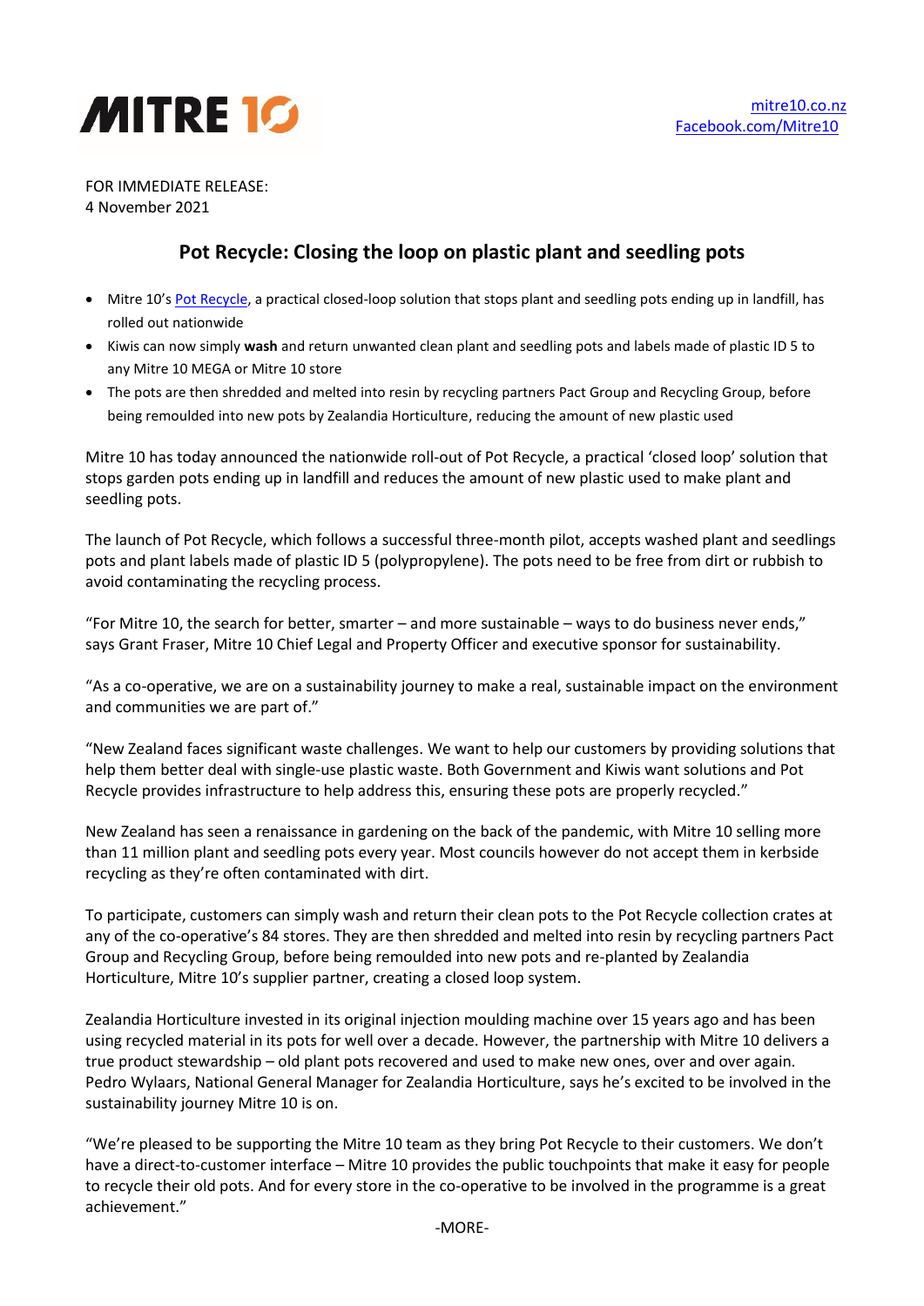MITRE 10

mitre10.co.nz
Facebook.com/Mitre10

FOR IMMEDIATE RELEASE:
4 November 2021

## Pot Recycle: Closing the loop on plastic plant and seedling pots

- Mitre 10's Pot Recycle, a practical closed-loop solution that stops plant and seedling pots ending up in landfill, has rolled out nationwide
- Kiwis can now simply **wash** and return unwanted clean plant and seedling pots and labels made of plastic ID 5 to any Mitre 10 MEGA or Mitre 10 store
- The pots are then shredded and melted into resin by recycling partners Pact Group and Recycling Group, before being remoulded into new pots by Zealandia Horticulture, reducing the amount of new plastic used

Mitre 10 has today announced the nationwide roll-out of Pot Recycle, a practical 'closed loop' solution that stops garden pots ending up in landfill and reduces the amount of new plastic used to make plant and seedling pots.

The launch of Pot Recycle, which follows a successful three-month pilot, accepts washed plant and seedlings pots and plant labels made of plastic ID 5 (polypropylene). The pots need to be free from dirt or rubbish to avoid contaminating the recycling process.

"For Mitre 10, the search for better, smarter – and more sustainable – ways to do business never ends," says Grant Fraser, Mitre 10 Chief Legal and Property Officer and executive sponsor for sustainability.

"As a co-operative, we are on a sustainability journey to make a real, sustainable impact on the environment and communities we are part of."

"New Zealand faces significant waste challenges. We want to help our customers by providing solutions that help them better deal with single-use plastic waste. Both Government and Kiwis want solutions and Pot Recycle provides infrastructure to help address this, ensuring these pots are properly recycled."

New Zealand has seen a renaissance in gardening on the back of the pandemic, with Mitre 10 selling more than 11 million plant and seedling pots every year. Most councils however do not accept them in kerbside recycling as they're often contaminated with dirt.

To participate, customers can simply wash and return their clean pots to the Pot Recycle collection crates at any of the co-operative's 84 stores. They are then shredded and melted into resin by recycling partners Pact Group and Recycling Group, before being remoulded into new pots and re-planted by Zealandia Horticulture, Mitre 10's supplier partner, creating a closed loop system.

Zealandia Horticulture invested in its original injection moulding machine over 15 years ago and has been using recycled material in its pots for well over a decade. However, the partnership with Mitre 10 delivers a true product stewardship – old plant pots recovered and used to make new ones, over and over again. Pedro Wylaars, National General Manager for Zealandia Horticulture, says he's excited to be involved in the sustainability journey Mitre 10 is on.

"We're pleased to be supporting the Mitre 10 team as they bring Pot Recycle to their customers. We don't have a direct-to-customer interface – Mitre 10 provides the public touchpoints that make it easy for people to recycle their old pots. And for every store in the co-operative to be involved in the programme is a great achievement."

-MORE-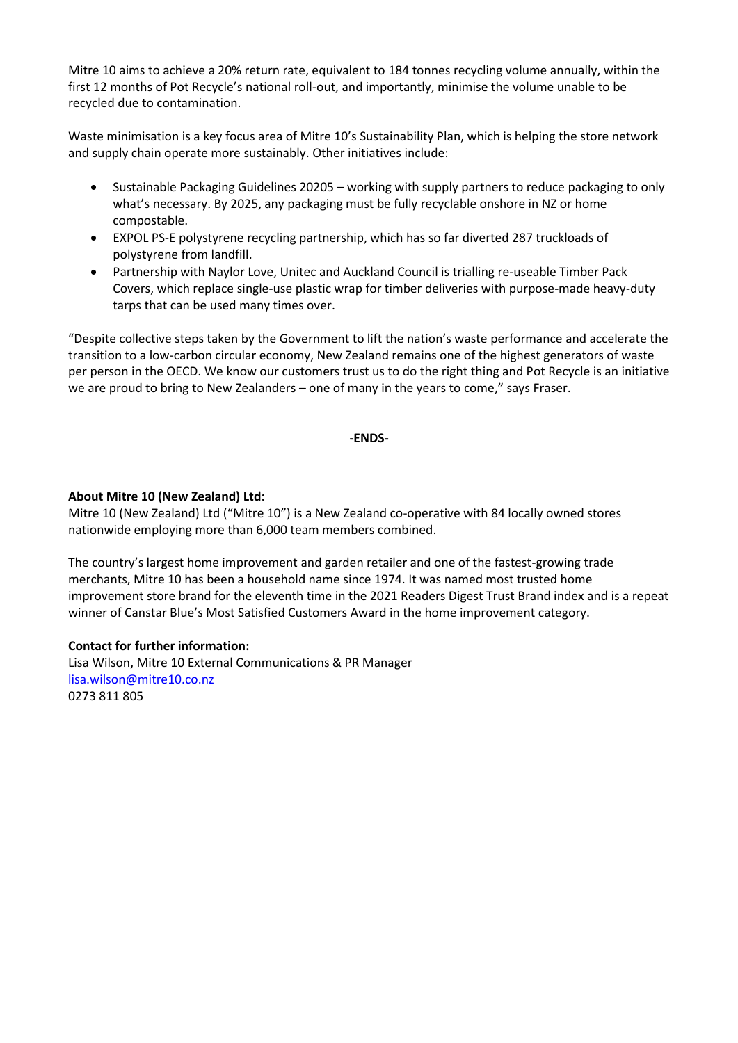Mitre 10 aims to achieve a 20% return rate, equivalent to 184 tonnes recycling volume annually, within the first 12 months of Pot Recycle's national roll-out, and importantly, minimise the volume unable to be recycled due to contamination.

Waste minimisation is a key focus area of Mitre 10's Sustainability Plan, which is helping the store network and supply chain operate more sustainably. Other initiatives include:

- Sustainable Packaging Guidelines 20205 – working with supply partners to reduce packaging to only what's necessary. By 2025, any packaging must be fully recyclable onshore in NZ or home compostable.
- EXPOL PS-E polystyrene recycling partnership, which has so far diverted 287 truckloads of polystyrene from landfill.
- Partnership with Naylor Love, Unitec and Auckland Council is trialling re-useable Timber Pack Covers, which replace single-use plastic wrap for timber deliveries with purpose-made heavy-duty tarps that can be used many times over.

"Despite collective steps taken by the Government to lift the nation's waste performance and accelerate the transition to a low-carbon circular economy, New Zealand remains one of the highest generators of waste per person in the OECD. We know our customers trust us to do the right thing and Pot Recycle is an initiative we are proud to bring to New Zealanders – one of many in the years to come," says Fraser.

**-ENDS-**

**About Mitre 10 (New Zealand) Ltd:**
Mitre 10 (New Zealand) Ltd ("Mitre 10") is a New Zealand co-operative with 84 locally owned stores nationwide employing more than 6,000 team members combined.

The country's largest home improvement and garden retailer and one of the fastest-growing trade merchants, Mitre 10 has been a household name since 1974. It was named most trusted home improvement store brand for the eleventh time in the 2021 Readers Digest Trust Brand index and is a repeat winner of Canstar Blue's Most Satisfied Customers Award in the home improvement category.

**Contact for further information:**
Lisa Wilson, Mitre 10 External Communications & PR Manager
lisa.wilson@mitre10.co.nz
0273 811 805